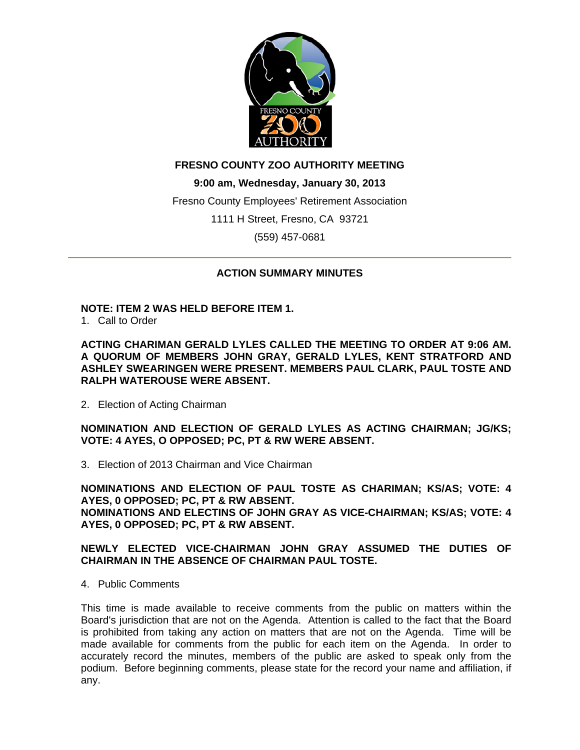# FRESNO COUNTY ZOO AUTHORITY MEETING

**9:00 am, Wednesday, January 30, 2013**

Fresno County Employees' Retirement Association

1111 H Street, Fresno, CA 93721

(559) 457-0681

---

## ACTION SUMMARY MINUTES

**NOTE: ITEM 2 WAS HELD BEFORE ITEM 1.**

1. Call to Order

**ACTING CHARIMAN GERALD LYLES CALLED THE MEETING TO ORDER AT 9:06 AM. A QUORUM OF MEMBERS JOHN GRAY, GERALD LYLES, KENT STRATFORD AND ASHLEY SWEARINGEN WERE PRESENT. MEMBERS PAUL CLARK, PAUL TOSTE AND RALPH WATEROUSE WERE ABSENT.**

2. Election of Acting Chairman

**NOMINATION AND ELECTION OF GERALD LYLES AS ACTING CHAIRMAN; JG/KS; VOTE: 4 AYES, O OPPOSED; PC, PT & RW WERE ABSENT.**

3. Election of 2013 Chairman and Vice Chairman

**NOMINATIONS AND ELECTION OF PAUL TOSTE AS CHARIMAN; KS/AS; VOTE: 4 AYES, 0 OPPOSED; PC, PT & RW ABSENT.**
**NOMINATIONS AND ELECTINS OF JOHN GRAY AS VICE-CHAIRMAN; KS/AS; VOTE: 4 AYES, 0 OPPOSED; PC, PT & RW ABSENT.**

**NEWLY ELECTED VICE-CHAIRMAN JOHN GRAY ASSUMED THE DUTIES OF CHAIRMAN IN THE ABSENCE OF CHAIRMAN PAUL TOSTE.**

4. Public Comments

This time is made available to receive comments from the public on matters within the Board's jurisdiction that are not on the Agenda. Attention is called to the fact that the Board is prohibited from taking any action on matters that are not on the Agenda. Time will be made available for comments from the public for each item on the Agenda. In order to accurately record the minutes, members of the public are asked to speak only from the podium. Before beginning comments, please state for the record your name and affiliation, if any.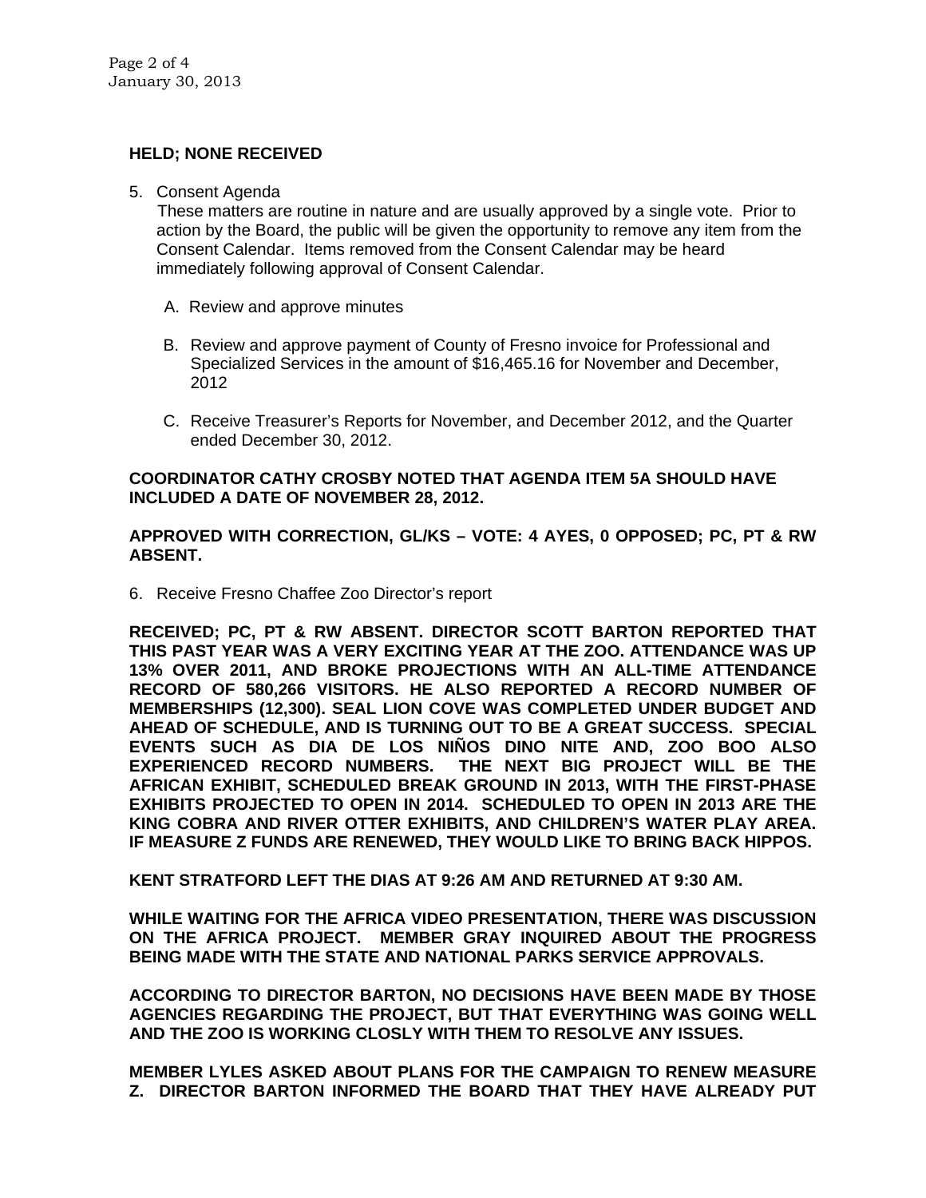**HELD; NONE RECEIVED**

5. Consent Agenda

   These matters are routine in nature and are usually approved by a single vote. Prior to action by the Board, the public will be given the opportunity to remove any item from the Consent Calendar. Items removed from the Consent Calendar may be heard immediately following approval of Consent Calendar.

   A. Review and approve minutes

   B. Review and approve payment of County of Fresno invoice for Professional and Specialized Services in the amount of $16,465.16 for November and December, 2012

   C. Receive Treasurer's Reports for November, and December 2012, and the Quarter ended December 30, 2012.

**COORDINATOR CATHY CROSBY NOTED THAT AGENDA ITEM 5A SHOULD HAVE INCLUDED A DATE OF NOVEMBER 28, 2012.**

**APPROVED WITH CORRECTION, GL/KS – VOTE: 4 AYES, 0 OPPOSED; PC, PT & RW ABSENT.**

6. Receive Fresno Chaffee Zoo Director's report

**RECEIVED; PC, PT & RW ABSENT. DIRECTOR SCOTT BARTON REPORTED THAT THIS PAST YEAR WAS A VERY EXCITING YEAR AT THE ZOO. ATTENDANCE WAS UP 13% OVER 2011, AND BROKE PROJECTIONS WITH AN ALL-TIME ATTENDANCE RECORD OF 580,266 VISITORS. HE ALSO REPORTED A RECORD NUMBER OF MEMBERSHIPS (12,300). SEAL LION COVE WAS COMPLETED UNDER BUDGET AND AHEAD OF SCHEDULE, AND IS TURNING OUT TO BE A GREAT SUCCESS. SPECIAL EVENTS SUCH AS DIA DE LOS NIÑOS DINO NITE AND, ZOO BOO ALSO EXPERIENCED RECORD NUMBERS. THE NEXT BIG PROJECT WILL BE THE AFRICAN EXHIBIT, SCHEDULED BREAK GROUND IN 2013, WITH THE FIRST-PHASE EXHIBITS PROJECTED TO OPEN IN 2014. SCHEDULED TO OPEN IN 2013 ARE THE KING COBRA AND RIVER OTTER EXHIBITS, AND CHILDREN'S WATER PLAY AREA. IF MEASURE Z FUNDS ARE RENEWED, THEY WOULD LIKE TO BRING BACK HIPPOS.**

**KENT STRATFORD LEFT THE DIAS AT 9:26 AM AND RETURNED AT 9:30 AM.**

**WHILE WAITING FOR THE AFRICA VIDEO PRESENTATION, THERE WAS DISCUSSION ON THE AFRICA PROJECT. MEMBER GRAY INQUIRED ABOUT THE PROGRESS BEING MADE WITH THE STATE AND NATIONAL PARKS SERVICE APPROVALS.**

**ACCORDING TO DIRECTOR BARTON, NO DECISIONS HAVE BEEN MADE BY THOSE AGENCIES REGARDING THE PROJECT, BUT THAT EVERYTHING WAS GOING WELL AND THE ZOO IS WORKING CLOSLY WITH THEM TO RESOLVE ANY ISSUES.**

**MEMBER LYLES ASKED ABOUT PLANS FOR THE CAMPAIGN TO RENEW MEASURE Z. DIRECTOR BARTON INFORMED THE BOARD THAT THEY HAVE ALREADY PUT**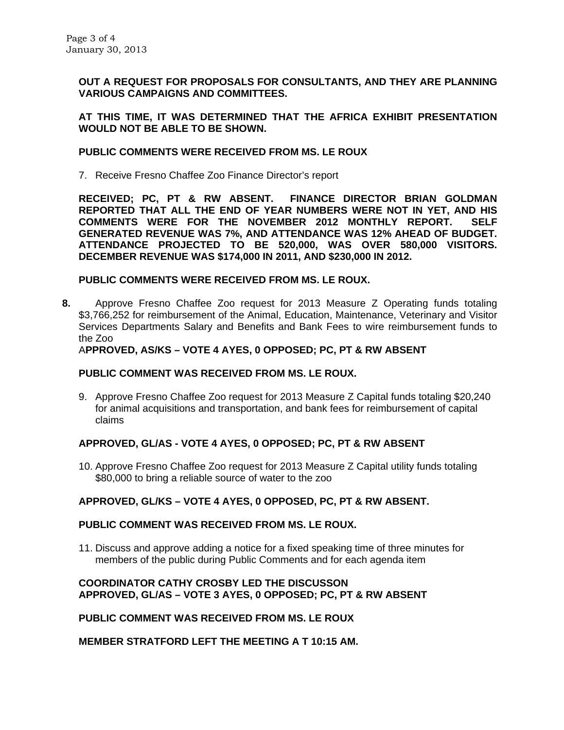**OUT A REQUEST FOR PROPOSALS FOR CONSULTANTS, AND THEY ARE PLANNING VARIOUS CAMPAIGNS AND COMMITTEES.**

**AT THIS TIME, IT WAS DETERMINED THAT THE AFRICA EXHIBIT PRESENTATION WOULD NOT BE ABLE TO BE SHOWN.**

**PUBLIC COMMENTS WERE RECEIVED FROM MS. LE ROUX**

7. Receive Fresno Chaffee Zoo Finance Director's report

**RECEIVED; PC, PT & RW ABSENT. FINANCE DIRECTOR BRIAN GOLDMAN REPORTED THAT ALL THE END OF YEAR NUMBERS WERE NOT IN YET, AND HIS COMMENTS WERE FOR THE NOVEMBER 2012 MONTHLY REPORT. SELF GENERATED REVENUE WAS 7%, AND ATTENDANCE WAS 12% AHEAD OF BUDGET. ATTENDANCE PROJECTED TO BE 520,000, WAS OVER 580,000 VISITORS. DECEMBER REVENUE WAS $174,000 IN 2011, AND $230,000 IN 2012.**

**PUBLIC COMMENTS WERE RECEIVED FROM MS. LE ROUX.**

**8.** Approve Fresno Chaffee Zoo request for 2013 Measure Z Operating funds totaling $3,766,252 for reimbursement of the Animal, Education, Maintenance, Veterinary and Visitor Services Departments Salary and Benefits and Bank Fees to wire reimbursement funds to the Zoo

A**PPROVED, AS/KS – VOTE 4 AYES, 0 OPPOSED; PC, PT & RW ABSENT**

**PUBLIC COMMENT WAS RECEIVED FROM MS. LE ROUX.**

9. Approve Fresno Chaffee Zoo request for 2013 Measure Z Capital funds totaling $20,240 for animal acquisitions and transportation, and bank fees for reimbursement of capital claims

**APPROVED, GL/AS - VOTE 4 AYES, 0 OPPOSED; PC, PT & RW ABSENT**

10. Approve Fresno Chaffee Zoo request for 2013 Measure Z Capital utility funds totaling $80,000 to bring a reliable source of water to the zoo

**APPROVED, GL/KS – VOTE 4 AYES, 0 OPPOSED, PC, PT & RW ABSENT.**

**PUBLIC COMMENT WAS RECEIVED FROM MS. LE ROUX.**

11. Discuss and approve adding a notice for a fixed speaking time of three minutes for members of the public during Public Comments and for each agenda item

**COORDINATOR CATHY CROSBY LED THE DISCUSSON**
**APPROVED, GL/AS – VOTE 3 AYES, 0 OPPOSED; PC, PT & RW ABSENT**

**PUBLIC COMMENT WAS RECEIVED FROM MS. LE ROUX**

**MEMBER STRATFORD LEFT THE MEETING A T 10:15 AM.**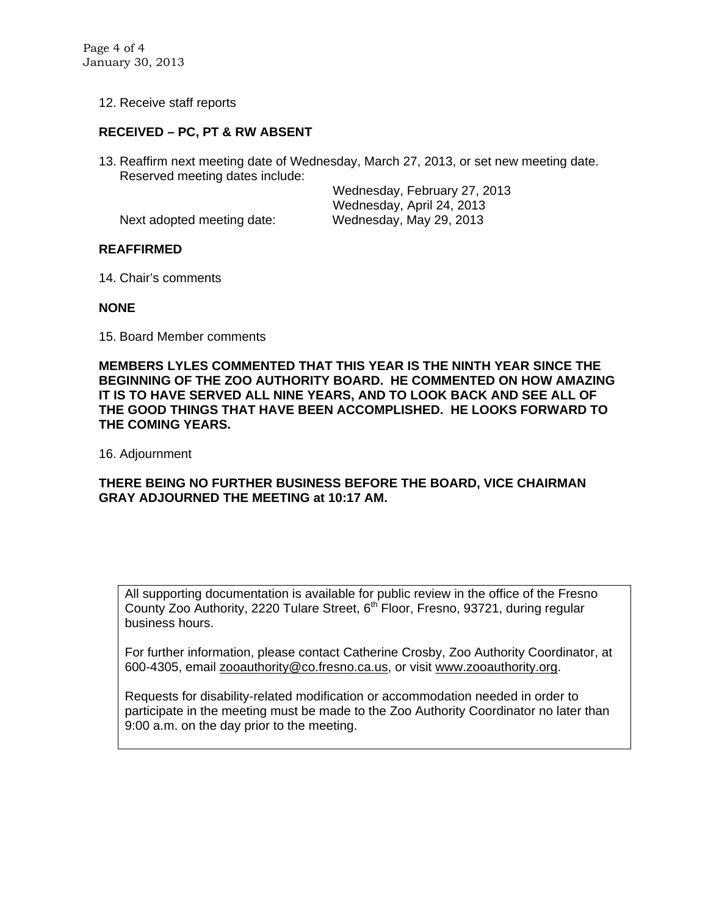12. Receive staff reports

**RECEIVED – PC, PT & RW ABSENT**

13. Reaffirm next meeting date of Wednesday, March 27, 2013, or set new meeting date. Reserved meeting dates include:

    Wednesday, February 27, 2013
    Wednesday, April 24, 2013
    Next adopted meeting date: Wednesday, May 29, 2013

**REAFFIRMED**

14. Chair's comments

**NONE**

15. Board Member comments

**MEMBERS LYLES COMMENTED THAT THIS YEAR IS THE NINTH YEAR SINCE THE BEGINNING OF THE ZOO AUTHORITY BOARD. HE COMMENTED ON HOW AMAZING IT IS TO HAVE SERVED ALL NINE YEARS, AND TO LOOK BACK AND SEE ALL OF THE GOOD THINGS THAT HAVE BEEN ACCOMPLISHED. HE LOOKS FORWARD TO THE COMING YEARS.**

16. Adjournment

**THERE BEING NO FURTHER BUSINESS BEFORE THE BOARD, VICE CHAIRMAN GRAY ADJOURNED THE MEETING at 10:17 AM.**

All supporting documentation is available for public review in the office of the Fresno County Zoo Authority, 2220 Tulare Street, 6th Floor, Fresno, 93721, during regular business hours.

For further information, please contact Catherine Crosby, Zoo Authority Coordinator, at 600-4305, email zooauthority@co.fresno.ca.us, or visit www.zooauthority.org.

Requests for disability-related modification or accommodation needed in order to participate in the meeting must be made to the Zoo Authority Coordinator no later than 9:00 a.m. on the day prior to the meeting.